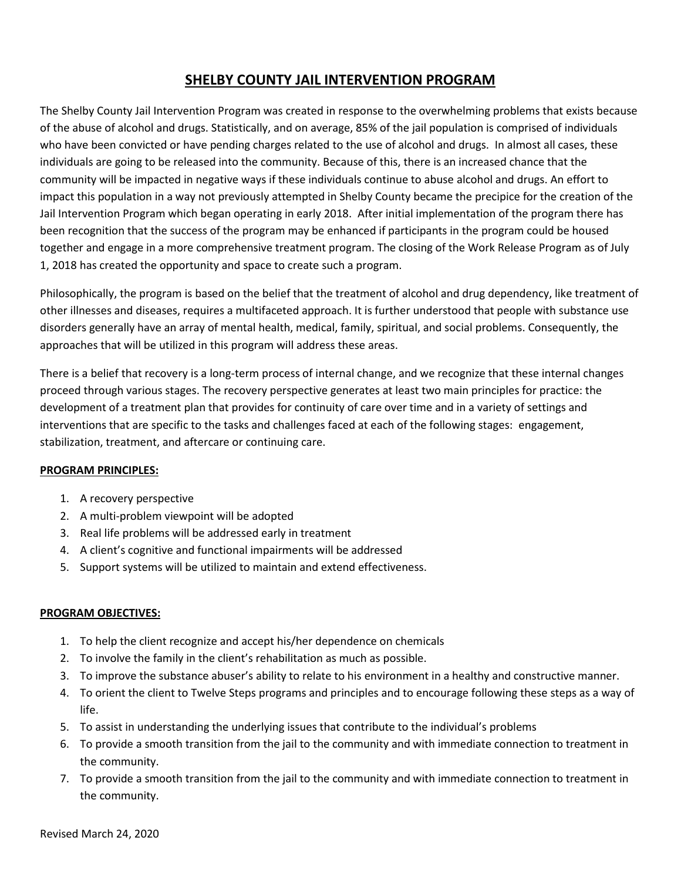# SHELBY COUNTY JAIL INTERVENTION PROGRAM

The Shelby County Jail Intervention Program was created in response to the overwhelming problems that exists because of the abuse of alcohol and drugs. Statistically, and on average, 85% of the jail population is comprised of individuals who have been convicted or have pending charges related to the use of alcohol and drugs. In almost all cases, these individuals are going to be released into the community. Because of this, there is an increased chance that the community will be impacted in negative ways if these individuals continue to abuse alcohol and drugs. An effort to impact this population in a way not previously attempted in Shelby County became the precipice for the creation of the Jail Intervention Program which began operating in early 2018. After initial implementation of the program there has been recognition that the success of the program may be enhanced if participants in the program could be housed together and engage in a more comprehensive treatment program. The closing of the Work Release Program as of July 1, 2018 has created the opportunity and space to create such a program.

Philosophically, the program is based on the belief that the treatment of alcohol and drug dependency, like treatment of other illnesses and diseases, requires a multifaceted approach. It is further understood that people with substance use disorders generally have an array of mental health, medical, family, spiritual, and social problems. Consequently, the approaches that will be utilized in this program will address these areas.

There is a belief that recovery is a long-term process of internal change, and we recognize that these internal changes proceed through various stages. The recovery perspective generates at least two main principles for practice: the development of a treatment plan that provides for continuity of care over time and in a variety of settings and interventions that are specific to the tasks and challenges faced at each of the following stages: engagement, stabilization, treatment, and aftercare or continuing care.

**PROGRAM PRINCIPLES:**

1. A recovery perspective
2. A multi-problem viewpoint will be adopted
3. Real life problems will be addressed early in treatment
4. A client's cognitive and functional impairments will be addressed
5. Support systems will be utilized to maintain and extend effectiveness.

**PROGRAM OBJECTIVES:**

1. To help the client recognize and accept his/her dependence on chemicals
2. To involve the family in the client's rehabilitation as much as possible.
3. To improve the substance abuser's ability to relate to his environment in a healthy and constructive manner.
4. To orient the client to Twelve Steps programs and principles and to encourage following these steps as a way of life.
5. To assist in understanding the underlying issues that contribute to the individual's problems
6. To provide a smooth transition from the jail to the community and with immediate connection to treatment in the community.
7. To provide a smooth transition from the jail to the community and with immediate connection to treatment in the community.

Revised March 24, 2020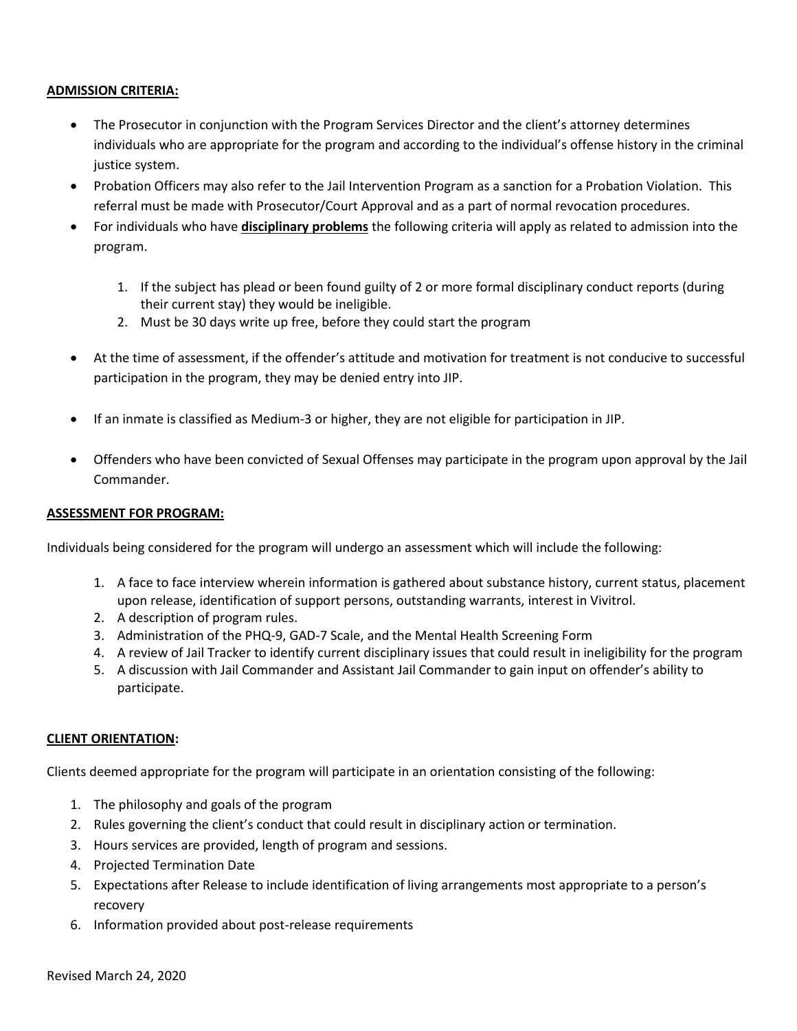**ADMISSION CRITERIA:**

- The Prosecutor in conjunction with the Program Services Director and the client's attorney determines individuals who are appropriate for the program and according to the individual's offense history in the criminal justice system.
- Probation Officers may also refer to the Jail Intervention Program as a sanction for a Probation Violation. This referral must be made with Prosecutor/Court Approval and as a part of normal revocation procedures.
- For individuals who have **disciplinary problems** the following criteria will apply as related to admission into the program.

    1. If the subject has plead or been found guilty of 2 or more formal disciplinary conduct reports (during their current stay) they would be ineligible.
    2. Must be 30 days write up free, before they could start the program

- At the time of assessment, if the offender's attitude and motivation for treatment is not conducive to successful participation in the program, they may be denied entry into JIP.
- If an inmate is classified as Medium-3 or higher, they are not eligible for participation in JIP.
- Offenders who have been convicted of Sexual Offenses may participate in the program upon approval by the Jail Commander.

**ASSESSMENT FOR PROGRAM:**

Individuals being considered for the program will undergo an assessment which will include the following:

1. A face to face interview wherein information is gathered about substance history, current status, placement upon release, identification of support persons, outstanding warrants, interest in Vivitrol.
2. A description of program rules.
3. Administration of the PHQ-9, GAD-7 Scale, and the Mental Health Screening Form
4. A review of Jail Tracker to identify current disciplinary issues that could result in ineligibility for the program
5. A discussion with Jail Commander and Assistant Jail Commander to gain input on offender's ability to participate.

**CLIENT ORIENTATION:**

Clients deemed appropriate for the program will participate in an orientation consisting of the following:

1. The philosophy and goals of the program
2. Rules governing the client's conduct that could result in disciplinary action or termination.
3. Hours services are provided, length of program and sessions.
4. Projected Termination Date
5. Expectations after Release to include identification of living arrangements most appropriate to a person's recovery
6. Information provided about post-release requirements

Revised March 24, 2020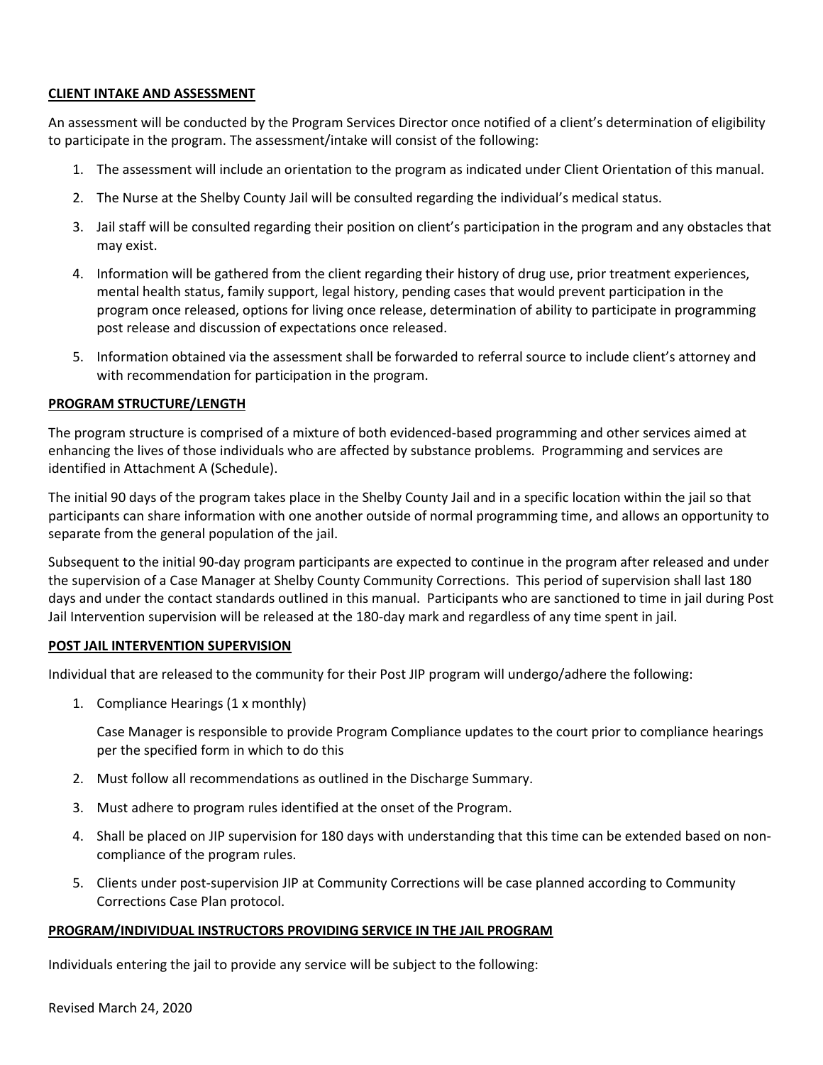**CLIENT INTAKE AND ASSESSMENT**

An assessment will be conducted by the Program Services Director once notified of a client's determination of eligibility to participate in the program. The assessment/intake will consist of the following:

1. The assessment will include an orientation to the program as indicated under Client Orientation of this manual.
2. The Nurse at the Shelby County Jail will be consulted regarding the individual's medical status.
3. Jail staff will be consulted regarding their position on client's participation in the program and any obstacles that may exist.
4. Information will be gathered from the client regarding their history of drug use, prior treatment experiences, mental health status, family support, legal history, pending cases that would prevent participation in the program once released, options for living once release, determination of ability to participate in programming post release and discussion of expectations once released.
5. Information obtained via the assessment shall be forwarded to referral source to include client's attorney and with recommendation for participation in the program.

**PROGRAM STRUCTURE/LENGTH**

The program structure is comprised of a mixture of both evidenced-based programming and other services aimed at enhancing the lives of those individuals who are affected by substance problems. Programming and services are identified in Attachment A (Schedule).

The initial 90 days of the program takes place in the Shelby County Jail and in a specific location within the jail so that participants can share information with one another outside of normal programming time, and allows an opportunity to separate from the general population of the jail.

Subsequent to the initial 90-day program participants are expected to continue in the program after released and under the supervision of a Case Manager at Shelby County Community Corrections. This period of supervision shall last 180 days and under the contact standards outlined in this manual. Participants who are sanctioned to time in jail during Post Jail Intervention supervision will be released at the 180-day mark and regardless of any time spent in jail.

**POST JAIL INTERVENTION SUPERVISION**

Individual that are released to the community for their Post JIP program will undergo/adhere the following:

1. Compliance Hearings (1 x monthly)

   Case Manager is responsible to provide Program Compliance updates to the court prior to compliance hearings per the specified form in which to do this
2. Must follow all recommendations as outlined in the Discharge Summary.
3. Must adhere to program rules identified at the onset of the Program.
4. Shall be placed on JIP supervision for 180 days with understanding that this time can be extended based on non-compliance of the program rules.
5. Clients under post-supervision JIP at Community Corrections will be case planned according to Community Corrections Case Plan protocol.

**PROGRAM/INDIVIDUAL INSTRUCTORS PROVIDING SERVICE IN THE JAIL PROGRAM**

Individuals entering the jail to provide any service will be subject to the following:

Revised March 24, 2020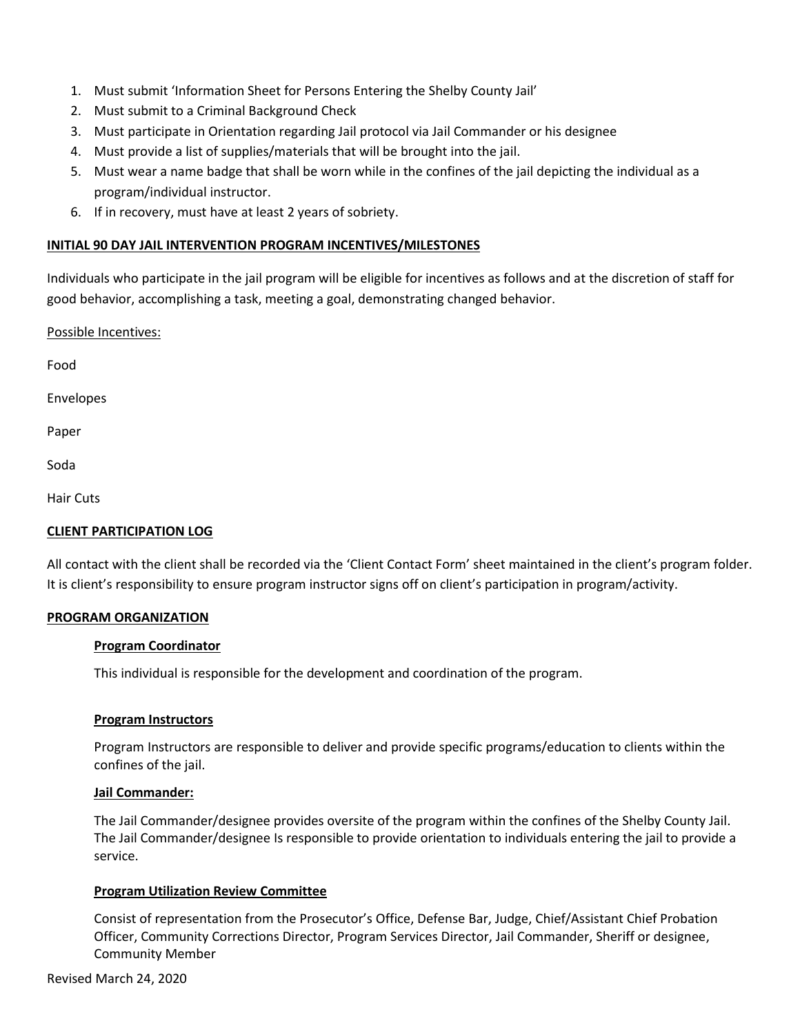1. Must submit 'Information Sheet for Persons Entering the Shelby County Jail'
2. Must submit to a Criminal Background Check
3. Must participate in Orientation regarding Jail protocol via Jail Commander or his designee
4. Must provide a list of supplies/materials that will be brought into the jail.
5. Must wear a name badge that shall be worn while in the confines of the jail depicting the individual as a program/individual instructor.
6. If in recovery, must have at least 2 years of sobriety.

## INITIAL 90 DAY JAIL INTERVENTION PROGRAM INCENTIVES/MILESTONES

Individuals who participate in the jail program will be eligible for incentives as follows and at the discretion of staff for good behavior, accomplishing a task, meeting a goal, demonstrating changed behavior.

Possible Incentives:

Food

Envelopes

Paper

Soda

Hair Cuts

## CLIENT PARTICIPATION LOG

All contact with the client shall be recorded via the 'Client Contact Form' sheet maintained in the client's program folder. It is client's responsibility to ensure program instructor signs off on client's participation in program/activity.

## PROGRAM ORGANIZATION

### Program Coordinator

This individual is responsible for the development and coordination of the program.

### Program Instructors

Program Instructors are responsible to deliver and provide specific programs/education to clients within the confines of the jail.

### Jail Commander:

The Jail Commander/designee provides oversite of the program within the confines of the Shelby County Jail. The Jail Commander/designee Is responsible to provide orientation to individuals entering the jail to provide a service.

### Program Utilization Review Committee

Consist of representation from the Prosecutor's Office, Defense Bar, Judge, Chief/Assistant Chief Probation Officer, Community Corrections Director, Program Services Director, Jail Commander, Sheriff or designee, Community Member

Revised March 24, 2020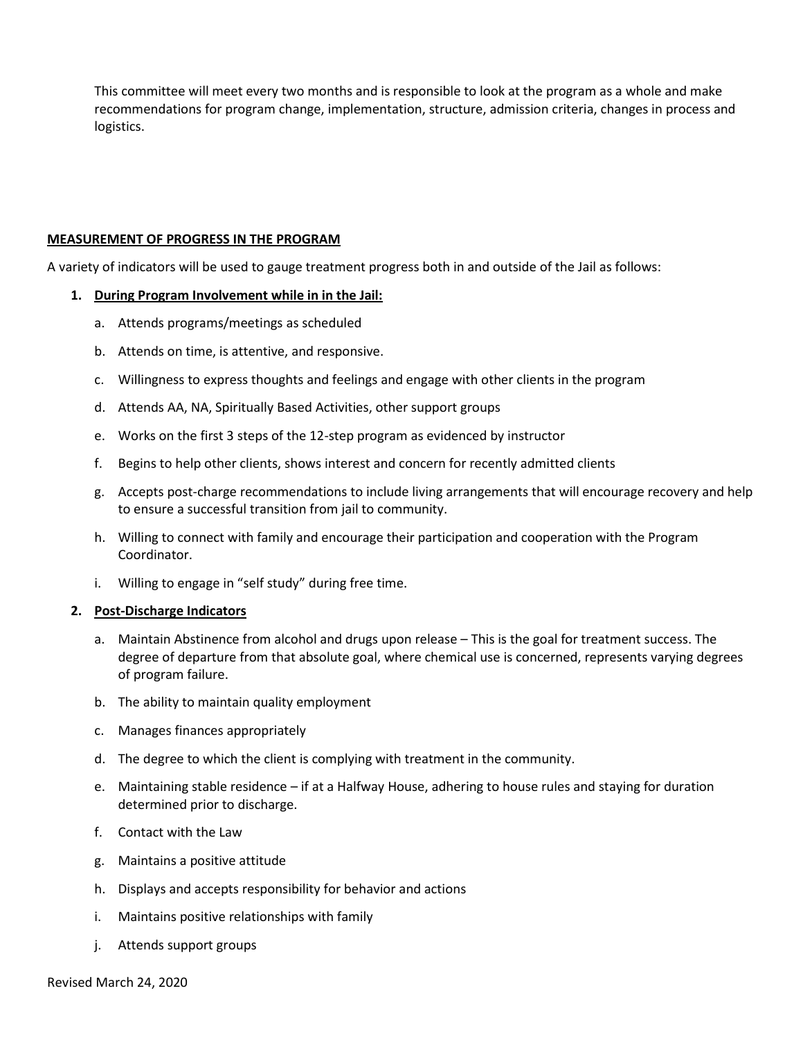This committee will meet every two months and is responsible to look at the program as a whole and make recommendations for program change, implementation, structure, admission criteria, changes in process and logistics.

**MEASUREMENT OF PROGRESS IN THE PROGRAM**

A variety of indicators will be used to gauge treatment progress both in and outside of the Jail as follows:

1. **During Program Involvement while in in the Jail:**
   a. Attends programs/meetings as scheduled
   b. Attends on time, is attentive, and responsive.
   c. Willingness to express thoughts and feelings and engage with other clients in the program
   d. Attends AA, NA, Spiritually Based Activities, other support groups
   e. Works on the first 3 steps of the 12-step program as evidenced by instructor
   f. Begins to help other clients, shows interest and concern for recently admitted clients
   g. Accepts post-charge recommendations to include living arrangements that will encourage recovery and help to ensure a successful transition from jail to community.
   h. Willing to connect with family and encourage their participation and cooperation with the Program Coordinator.
   i. Willing to engage in "self study" during free time.

2. **Post-Discharge Indicators**
   a. Maintain Abstinence from alcohol and drugs upon release – This is the goal for treatment success. The degree of departure from that absolute goal, where chemical use is concerned, represents varying degrees of program failure.
   b. The ability to maintain quality employment
   c. Manages finances appropriately
   d. The degree to which the client is complying with treatment in the community.
   e. Maintaining stable residence – if at a Halfway House, adhering to house rules and staying for duration determined prior to discharge.
   f. Contact with the Law
   g. Maintains a positive attitude
   h. Displays and accepts responsibility for behavior and actions
   i. Maintains positive relationships with family
   j. Attends support groups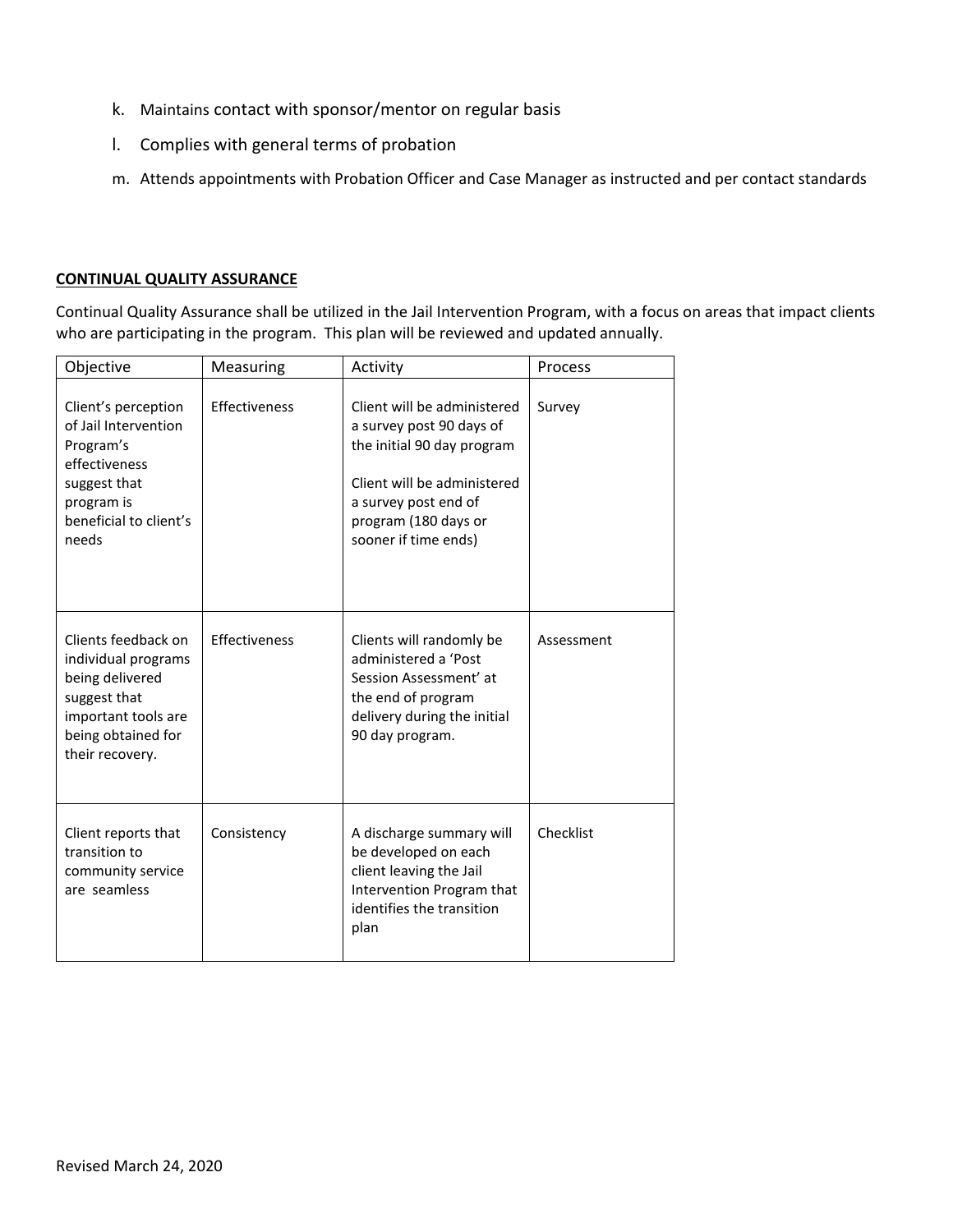k. Maintains contact with sponsor/mentor on regular basis

l. Complies with general terms of probation

m. Attends appointments with Probation Officer and Case Manager as instructed and per contact standards

**CONTINUAL QUALITY ASSURANCE**

Continual Quality Assurance shall be utilized in the Jail Intervention Program, with a focus on areas that impact clients who are participating in the program. This plan will be reviewed and updated annually.

| Objective | Measuring | Activity | Process |
|---|---|---|---|
| Client's perception of Jail Intervention Program's effectiveness suggest that program is beneficial to client's needs | Effectiveness | Client will be administered a survey post 90 days of the initial 90 day program<br><br>Client will be administered a survey post end of program (180 days or sooner if time ends) | Survey |
| Clients feedback on individual programs being delivered suggest that important tools are being obtained for their recovery. | Effectiveness | Clients will randomly be administered a 'Post Session Assessment' at the end of program delivery during the initial 90 day program. | Assessment |
| Client reports that transition to community service are seamless | Consistency | A discharge summary will be developed on each client leaving the Jail Intervention Program that identifies the transition plan | Checklist |

Revised March 24, 2020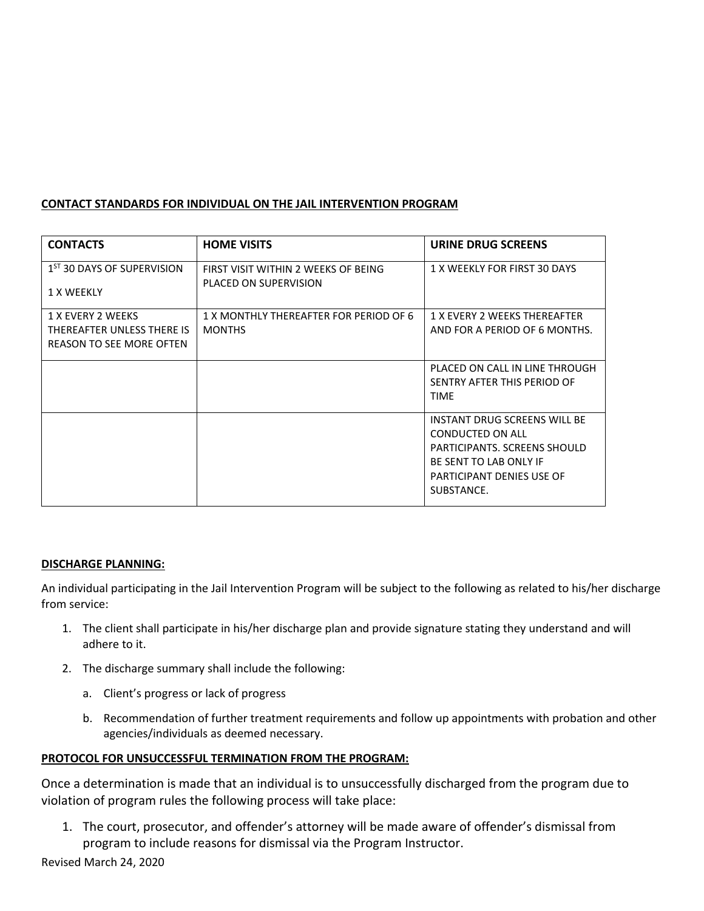**CONTACT STANDARDS FOR INDIVIDUAL ON THE JAIL INTERVENTION PROGRAM**

| CONTACTS | HOME VISITS | URINE DRUG SCREENS |
|---|---|---|
| 1ST 30 DAYS OF SUPERVISION<br><br>1 X WEEKLY | FIRST VISIT WITHIN 2 WEEKS OF BEING PLACED ON SUPERVISION | 1 X WEEKLY FOR FIRST 30 DAYS |
| 1 X EVERY 2 WEEKS THEREAFTER UNLESS THERE IS REASON TO SEE MORE OFTEN | 1 X MONTHLY THEREAFTER FOR PERIOD OF 6 MONTHS | 1 X EVERY 2 WEEKS THEREAFTER AND FOR A PERIOD OF 6 MONTHS. |
| | | PLACED ON CALL IN LINE THROUGH SENTRY AFTER THIS PERIOD OF TIME |
| | | INSTANT DRUG SCREENS WILL BE CONDUCTED ON ALL PARTICIPANTS. SCREENS SHOULD BE SENT TO LAB ONLY IF PARTICIPANT DENIES USE OF SUBSTANCE. |

**DISCHARGE PLANNING:**

An individual participating in the Jail Intervention Program will be subject to the following as related to his/her discharge from service:

1. The client shall participate in his/her discharge plan and provide signature stating they understand and will adhere to it.
2. The discharge summary shall include the following:
   a. Client's progress or lack of progress
   b. Recommendation of further treatment requirements and follow up appointments with probation and other agencies/individuals as deemed necessary.

**PROTOCOL FOR UNSUCCESSFUL TERMINATION FROM THE PROGRAM:**

Once a determination is made that an individual is to unsuccessfully discharged from the program due to violation of program rules the following process will take place:

1. The court, prosecutor, and offender's attorney will be made aware of offender's dismissal from program to include reasons for dismissal via the Program Instructor.

Revised March 24, 2020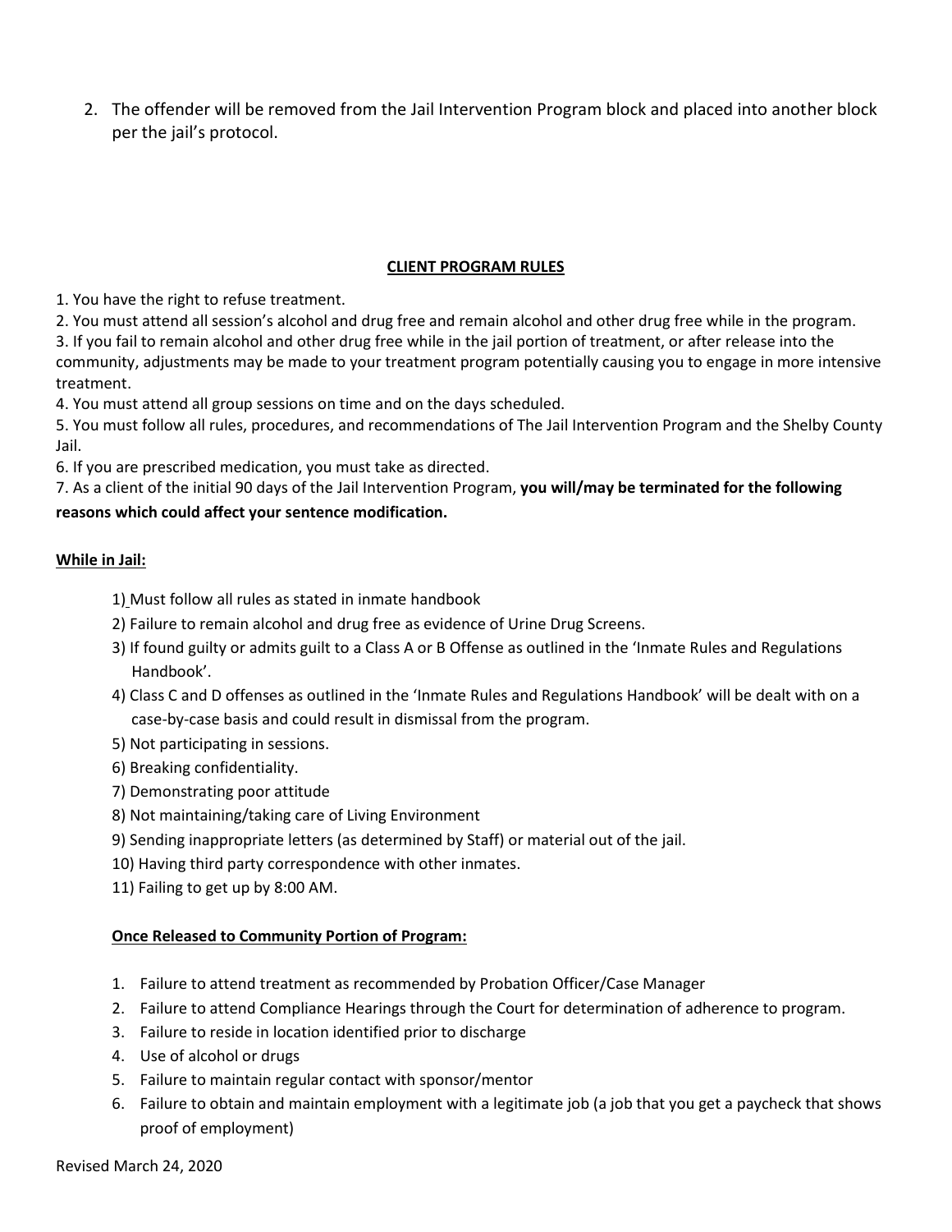2. The offender will be removed from the Jail Intervention Program block and placed into another block per the jail's protocol.

**CLIENT PROGRAM RULES**

1. You have the right to refuse treatment.
2. You must attend all session's alcohol and drug free and remain alcohol and other drug free while in the program.
3. If you fail to remain alcohol and other drug free while in the jail portion of treatment, or after release into the community, adjustments may be made to your treatment program potentially causing you to engage in more intensive treatment.
4. You must attend all group sessions on time and on the days scheduled.
5. You must follow all rules, procedures, and recommendations of The Jail Intervention Program and the Shelby County Jail.
6. If you are prescribed medication, you must take as directed.
7. As a client of the initial 90 days of the Jail Intervention Program, **you will/may be terminated for the following reasons which could affect your sentence modification.**

**While in Jail:**

1) Must follow all rules as stated in inmate handbook
2) Failure to remain alcohol and drug free as evidence of Urine Drug Screens.
3) If found guilty or admits guilt to a Class A or B Offense as outlined in the 'Inmate Rules and Regulations Handbook'.
4) Class C and D offenses as outlined in the 'Inmate Rules and Regulations Handbook' will be dealt with on a case-by-case basis and could result in dismissal from the program.
5) Not participating in sessions.
6) Breaking confidentiality.
7) Demonstrating poor attitude
8) Not maintaining/taking care of Living Environment
9) Sending inappropriate letters (as determined by Staff) or material out of the jail.
10) Having third party correspondence with other inmates.
11) Failing to get up by 8:00 AM.

**Once Released to Community Portion of Program:**

1. Failure to attend treatment as recommended by Probation Officer/Case Manager
2. Failure to attend Compliance Hearings through the Court for determination of adherence to program.
3. Failure to reside in location identified prior to discharge
4. Use of alcohol or drugs
5. Failure to maintain regular contact with sponsor/mentor
6. Failure to obtain and maintain employment with a legitimate job (a job that you get a paycheck that shows proof of employment)

Revised March 24, 2020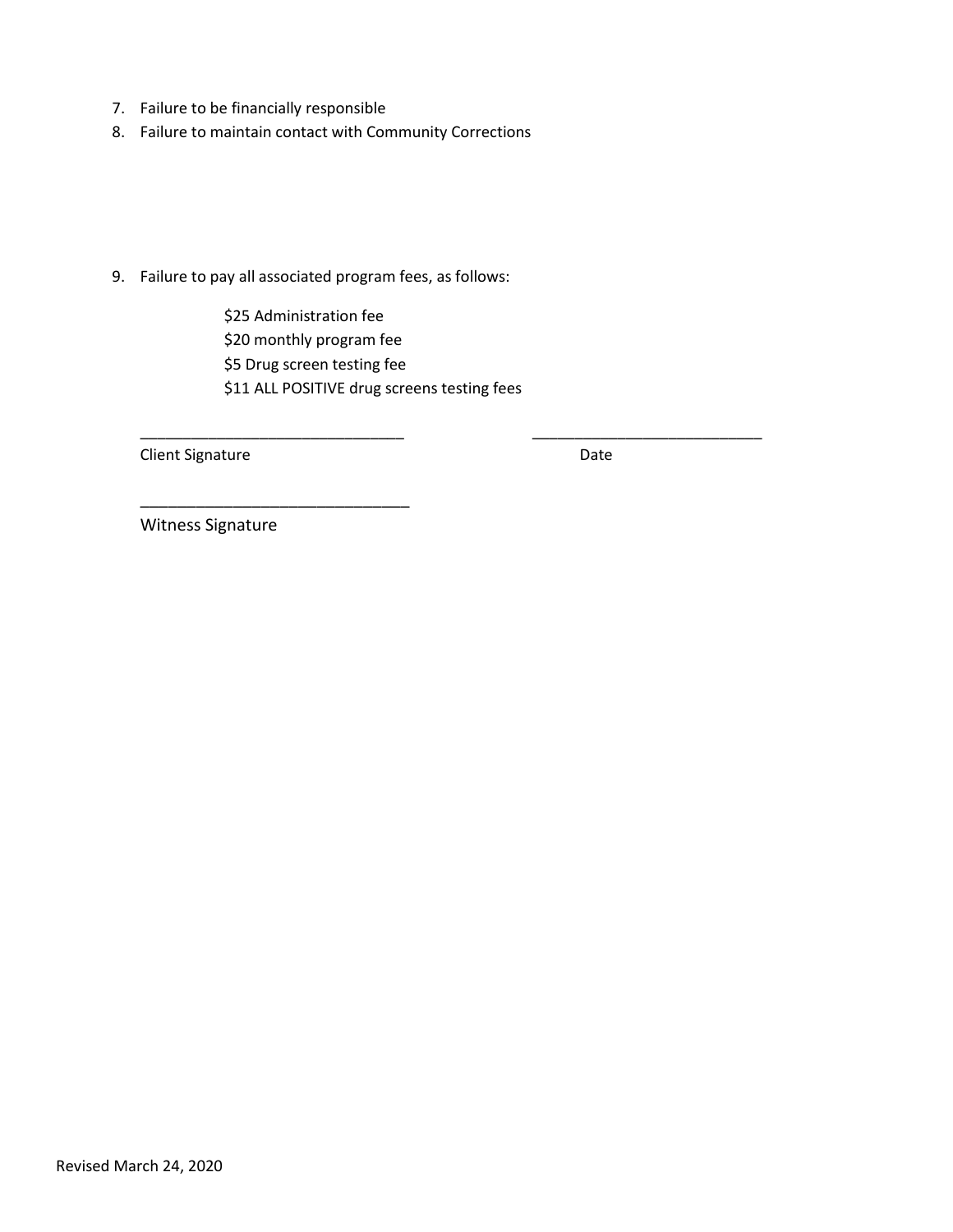7. Failure to be financially responsible
8. Failure to maintain contact with Community Corrections

9. Failure to pay all associated program fees, as follows:

    $25 Administration fee
    $20 monthly program fee
    $5 Drug screen testing fee
    $11 ALL POSITIVE drug screens testing fees

_______________________________ ___________________________
Client Signature Date

______________________________
Witness Signature

Revised March 24, 2020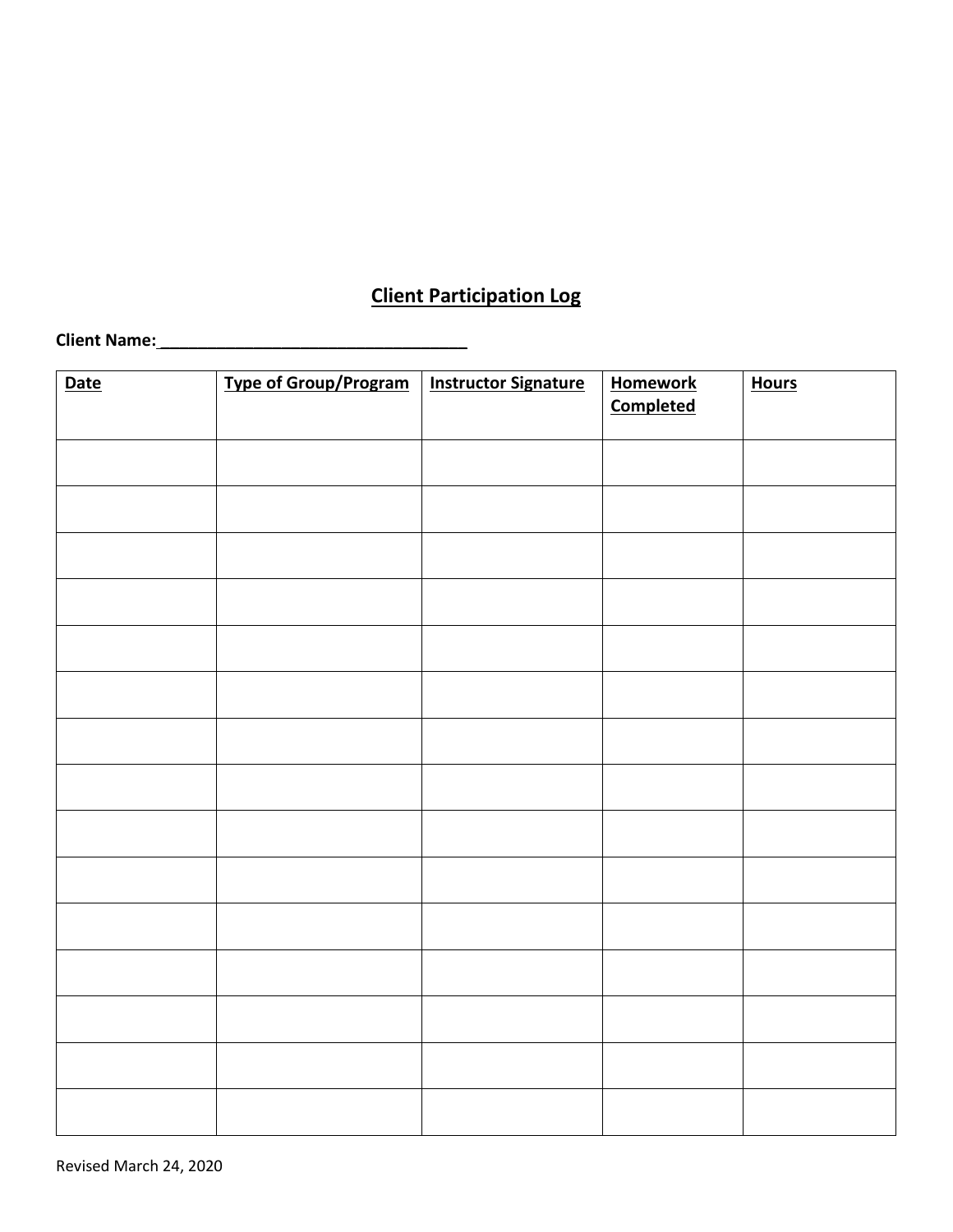## Client Participation Log

**Client Name:**__________________________________

| Date | Type of Group/Program | Instructor Signature | Homework Completed | Hours |
|---|---|---|---|---|
| | | | | |
| | | | | |
| | | | | |
| | | | | |
| | | | | |
| | | | | |
| | | | | |
| | | | | |
| | | | | |
| | | | | |
| | | | | |
| | | | | |
| | | | | |
| | | | | |
| | | | | |

Revised March 24, 2020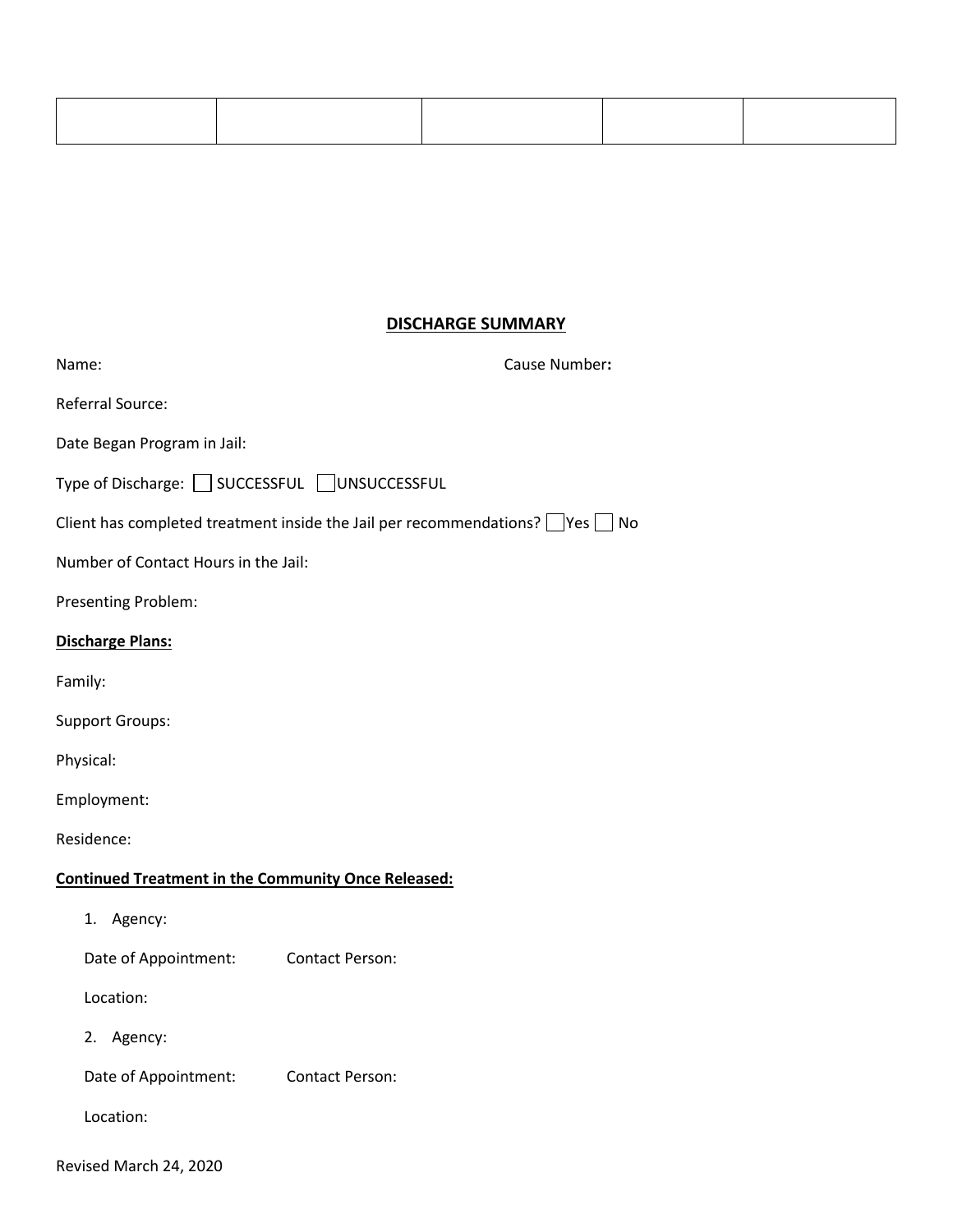| | | | | |
|---|---|---|---|---|
| | | | | |

**DISCHARGE SUMMARY**

Name: Cause Number**:**

Referral Source:

Date Began Program in Jail:

Type of Discharge: ☐ SUCCESSFUL ☐ UNSUCCESSFUL

Client has completed treatment inside the Jail per recommendations? ☐ Yes ☐ No

Number of Contact Hours in the Jail:

Presenting Problem:

**Discharge Plans:**

Family:

Support Groups:

Physical:

Employment:

Residence:

**Continued Treatment in the Community Once Released:**

1. Agency:

   Date of Appointment: Contact Person:

   Location:

2. Agency:

   Date of Appointment: Contact Person:

   Location:

Revised March 24, 2020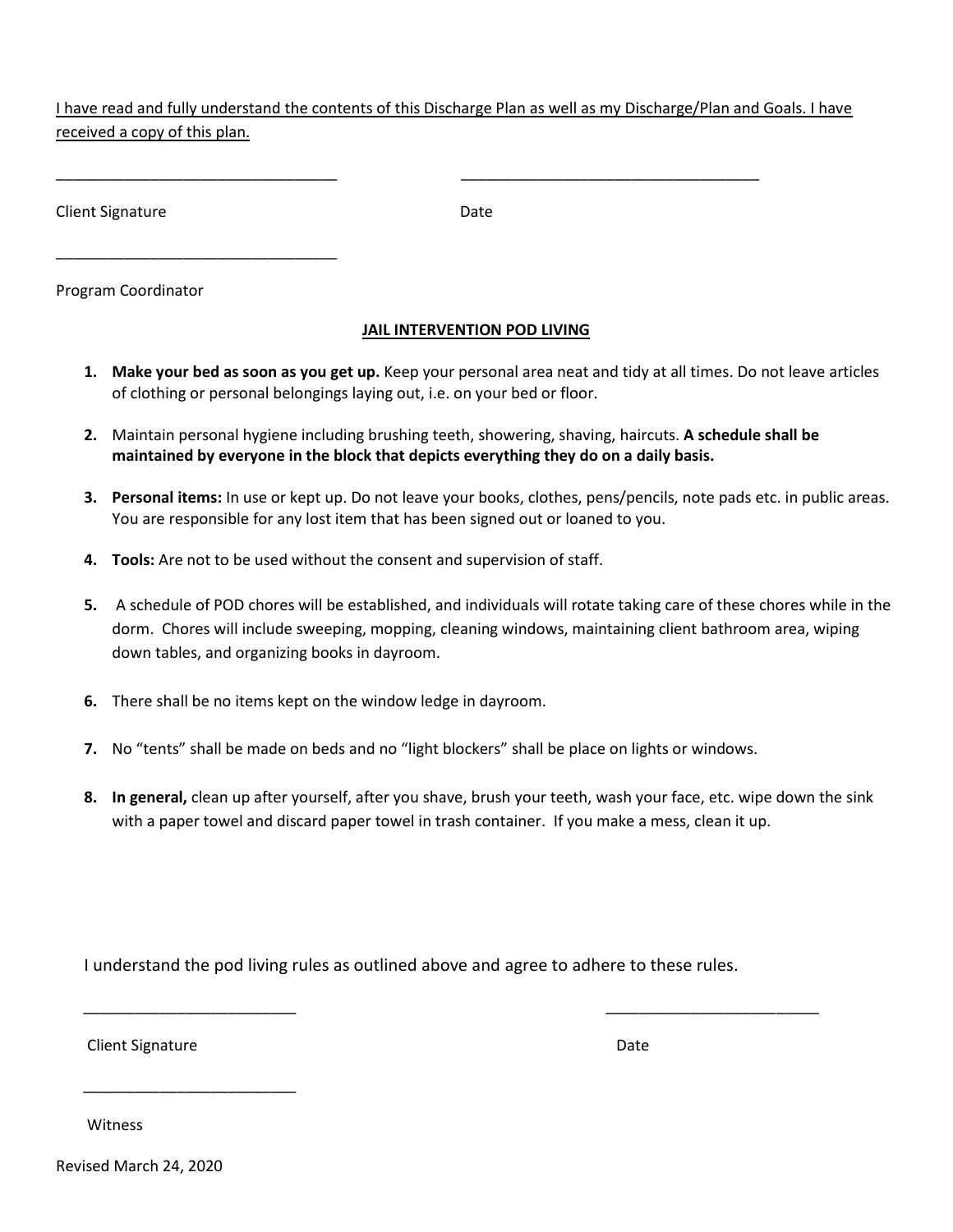I have read and fully understand the contents of this Discharge Plan as well as my Discharge/Plan and Goals. I have received a copy of this plan.

_________________________________ _________________________________

Client Signature Date

_________________________________

Program Coordinator

## JAIL INTERVENTION POD LIVING

1. **Make your bed as soon as you get up.** Keep your personal area neat and tidy at all times. Do not leave articles of clothing or personal belongings laying out, i.e. on your bed or floor.

2. Maintain personal hygiene including brushing teeth, showering, shaving, haircuts. **A schedule shall be maintained by everyone in the block that depicts everything they do on a daily basis.**

3. **Personal items:** In use or kept up. Do not leave your books, clothes, pens/pencils, note pads etc. in public areas. You are responsible for any lost item that has been signed out or loaned to you.

4. **Tools:** Are not to be used without the consent and supervision of staff.

5. A schedule of POD chores will be established, and individuals will rotate taking care of these chores while in the dorm. Chores will include sweeping, mopping, cleaning windows, maintaining client bathroom area, wiping down tables, and organizing books in dayroom.

6. There shall be no items kept on the window ledge in dayroom.

7. No "tents" shall be made on beds and no "light blockers" shall be place on lights or windows.

8. **In general,** clean up after yourself, after you shave, brush your teeth, wash your face, etc. wipe down the sink with a paper towel and discard paper towel in trash container. If you make a mess, clean it up.

I understand the pod living rules as outlined above and agree to adhere to these rules.

_________________________ _________________________

Client Signature Date

_________________________

Witness

Revised March 24, 2020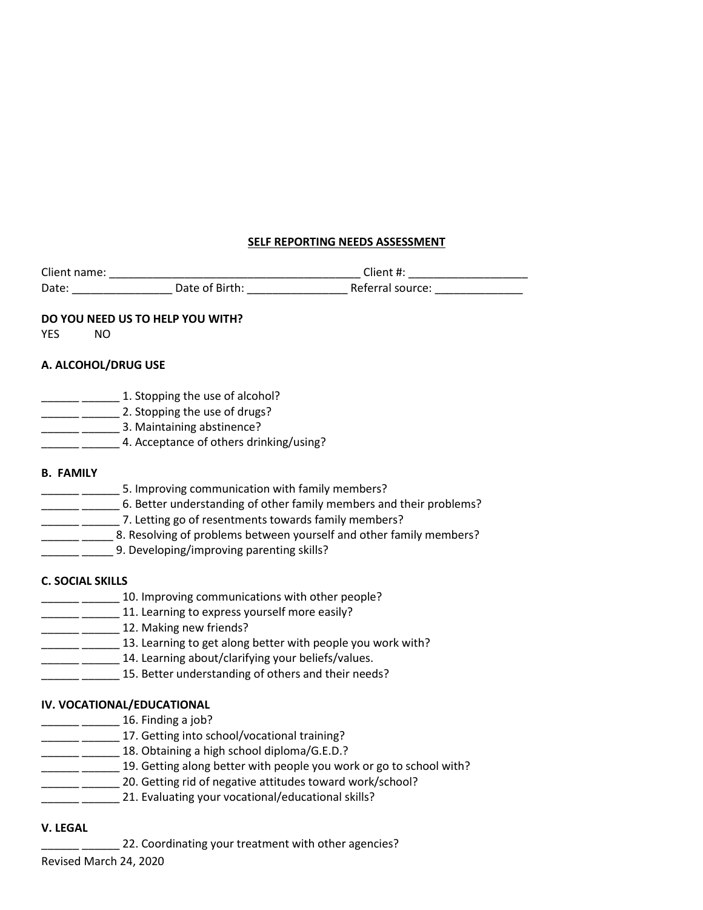## SELF REPORTING NEEDS ASSESSMENT

Client name: ________________________________________ Client #: ___________________
Date: ________________ Date of Birth: ________________ Referral source: ______________

**DO YOU NEED US TO HELP YOU WITH?**

YES NO

**A. ALCOHOL/DRUG USE**

______ ______ 1. Stopping the use of alcohol?
______ ______ 2. Stopping the use of drugs?
______ ______ 3. Maintaining abstinence?
______ ______ 4. Acceptance of others drinking/using?

**B. FAMILY**

______ ______ 5. Improving communication with family members?
______ ______ 6. Better understanding of other family members and their problems?
______ ______ 7. Letting go of resentments towards family members?
______ _____ 8. Resolving of problems between yourself and other family members?
______ _____ 9. Developing/improving parenting skills?

**C. SOCIAL SKILLS**

______ ______ 10. Improving communications with other people?
______ ______ 11. Learning to express yourself more easily?
______ ______ 12. Making new friends?
______ ______ 13. Learning to get along better with people you work with?
______ ______ 14. Learning about/clarifying your beliefs/values.
______ ______ 15. Better understanding of others and their needs?

**IV. VOCATIONAL/EDUCATIONAL**

______ ______ 16. Finding a job?
______ ______ 17. Getting into school/vocational training?
______ ______ 18. Obtaining a high school diploma/G.E.D.?
______ ______ 19. Getting along better with people you work or go to school with?
______ ______ 20. Getting rid of negative attitudes toward work/school?
______ ______ 21. Evaluating your vocational/educational skills?

**V. LEGAL**

______ ______ 22. Coordinating your treatment with other agencies?

Revised March 24, 2020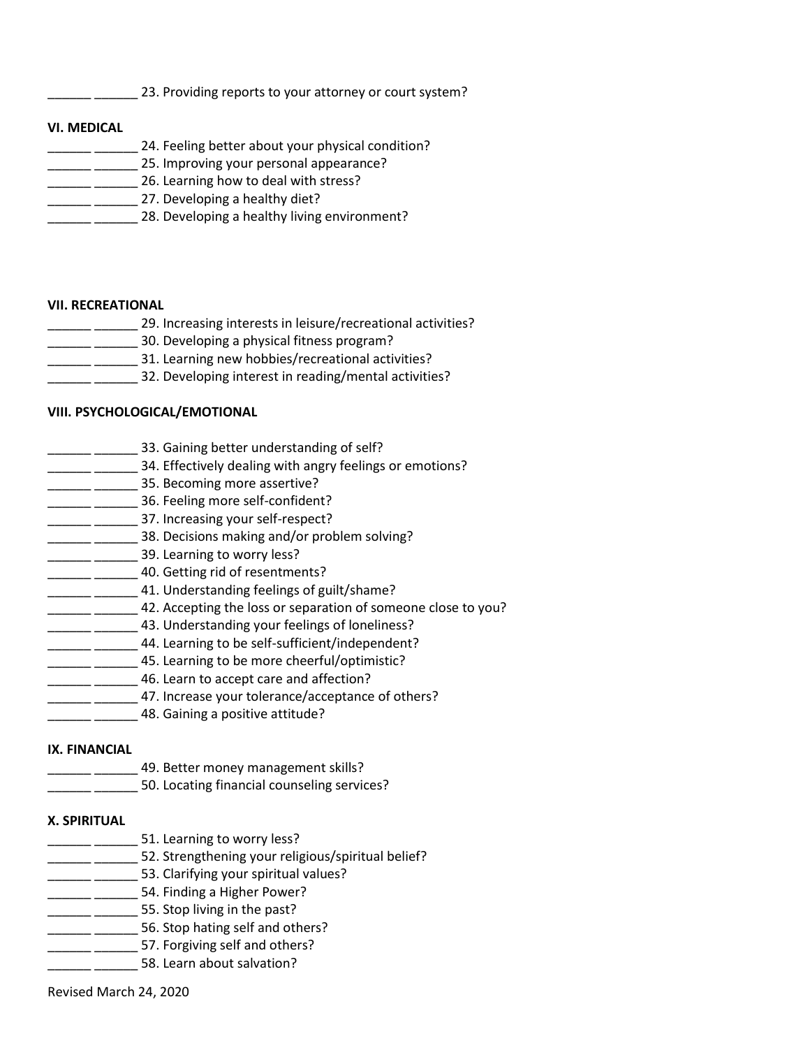\_\_\_\_\_\_ \_\_\_\_\_\_ 23. Providing reports to your attorney or court system?

**VI. MEDICAL**

______ ______ 24. Feeling better about your physical condition?
______ ______ 25. Improving your personal appearance?
______ ______ 26. Learning how to deal with stress?
______ ______ 27. Developing a healthy diet?
______ ______ 28. Developing a healthy living environment?

**VII. RECREATIONAL**

______ ______ 29. Increasing interests in leisure/recreational activities?
______ ______ 30. Developing a physical fitness program?
______ ______ 31. Learning new hobbies/recreational activities?
______ ______ 32. Developing interest in reading/mental activities?

**VIII. PSYCHOLOGICAL/EMOTIONAL**

______ ______ 33. Gaining better understanding of self?
______ ______ 34. Effectively dealing with angry feelings or emotions?
______ ______ 35. Becoming more assertive?
______ ______ 36. Feeling more self-confident?
______ ______ 37. Increasing your self-respect?
______ ______ 38. Decisions making and/or problem solving?
______ ______ 39. Learning to worry less?
______ ______ 40. Getting rid of resentments?
______ ______ 41. Understanding feelings of guilt/shame?
______ ______ 42. Accepting the loss or separation of someone close to you?
______ ______ 43. Understanding your feelings of loneliness?
______ ______ 44. Learning to be self-sufficient/independent?
______ ______ 45. Learning to be more cheerful/optimistic?
______ ______ 46. Learn to accept care and affection?
______ ______ 47. Increase your tolerance/acceptance of others?
______ ______ 48. Gaining a positive attitude?

**IX. FINANCIAL**

______ ______ 49. Better money management skills?
______ ______ 50. Locating financial counseling services?

**X. SPIRITUAL**

______ ______ 51. Learning to worry less?
______ ______ 52. Strengthening your religious/spiritual belief?
______ ______ 53. Clarifying your spiritual values?
______ ______ 54. Finding a Higher Power?
______ ______ 55. Stop living in the past?
______ ______ 56. Stop hating self and others?
______ ______ 57. Forgiving self and others?
______ ______ 58. Learn about salvation?

Revised March 24, 2020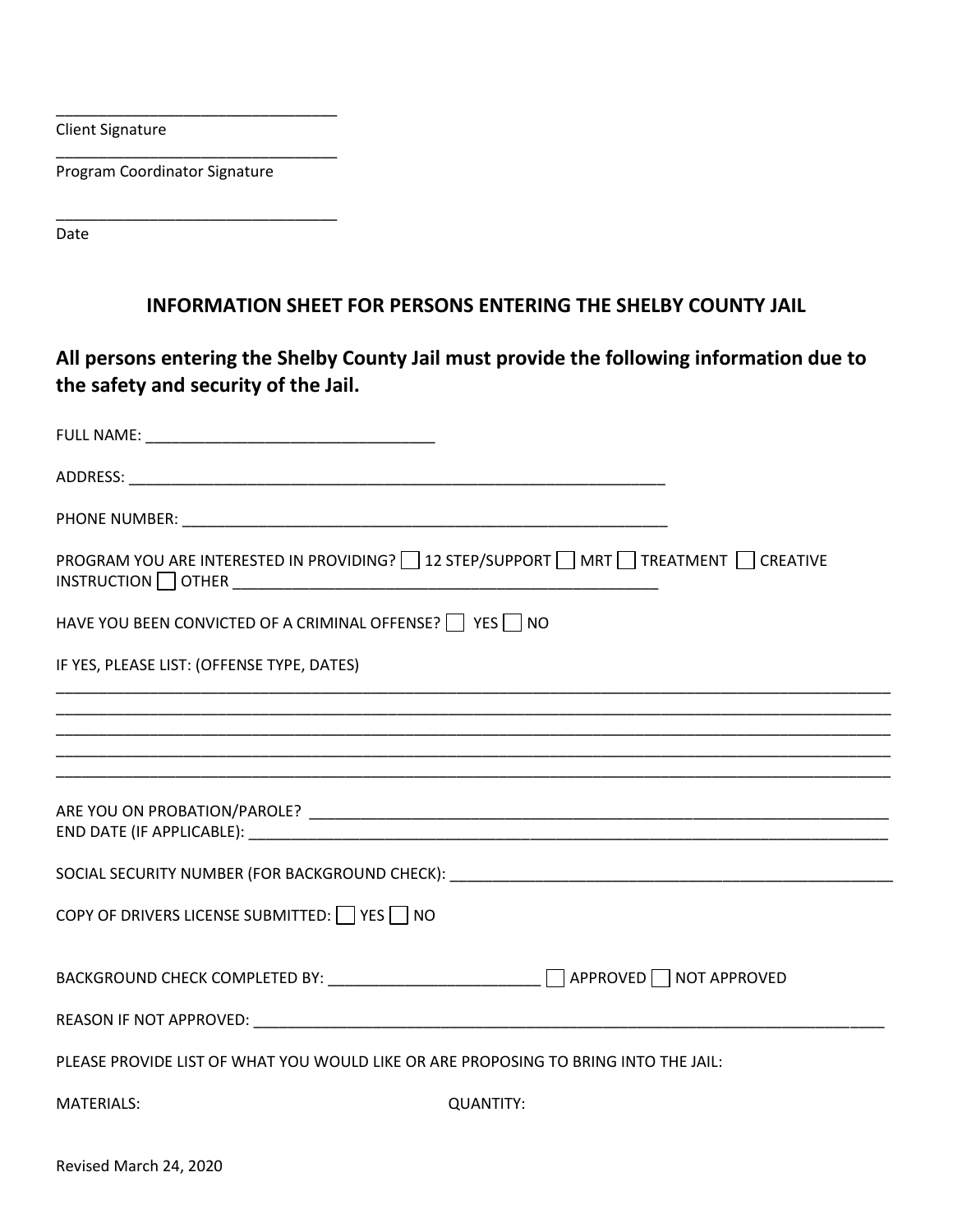________________________________
Client Signature

________________________________
Program Coordinator Signature

________________________________
Date

## INFORMATION SHEET FOR PERSONS ENTERING THE SHELBY COUNTY JAIL

**All persons entering the Shelby County Jail must provide the following information due to the safety and security of the Jail.**

FULL NAME: ________________________________

ADDRESS: ______________________________________________________________

PHONE NUMBER: ________________________________________________________

PROGRAM YOU ARE INTERESTED IN PROVIDING? ☐ 12 STEP/SUPPORT ☐ MRT ☐ TREATMENT ☐ CREATIVE INSTRUCTION ☐ OTHER ________________________________________________

HAVE YOU BEEN CONVICTED OF A CRIMINAL OFFENSE? ☐ YES ☐ NO

IF YES, PLEASE LIST: (OFFENSE TYPE, DATES)

______________________________________________________________________________________________
______________________________________________________________________________________________
______________________________________________________________________________________________
______________________________________________________________________________________________
______________________________________________________________________________________________

ARE YOU ON PROBATION/PAROLE? ________________________________________________________________
END DATE (IF APPLICABLE): ____________________________________________________________________

SOCIAL SECURITY NUMBER (FOR BACKGROUND CHECK): ____________________________________________

COPY OF DRIVERS LICENSE SUBMITTED: ☐ YES ☐ NO

BACKGROUND CHECK COMPLETED BY: ________________________ ☐ APPROVED ☐ NOT APPROVED

REASON IF NOT APPROVED: ______________________________________________________________________

PLEASE PROVIDE LIST OF WHAT YOU WOULD LIKE OR ARE PROPOSING TO BRING INTO THE JAIL:

MATERIALS: QUANTITY:

Revised March 24, 2020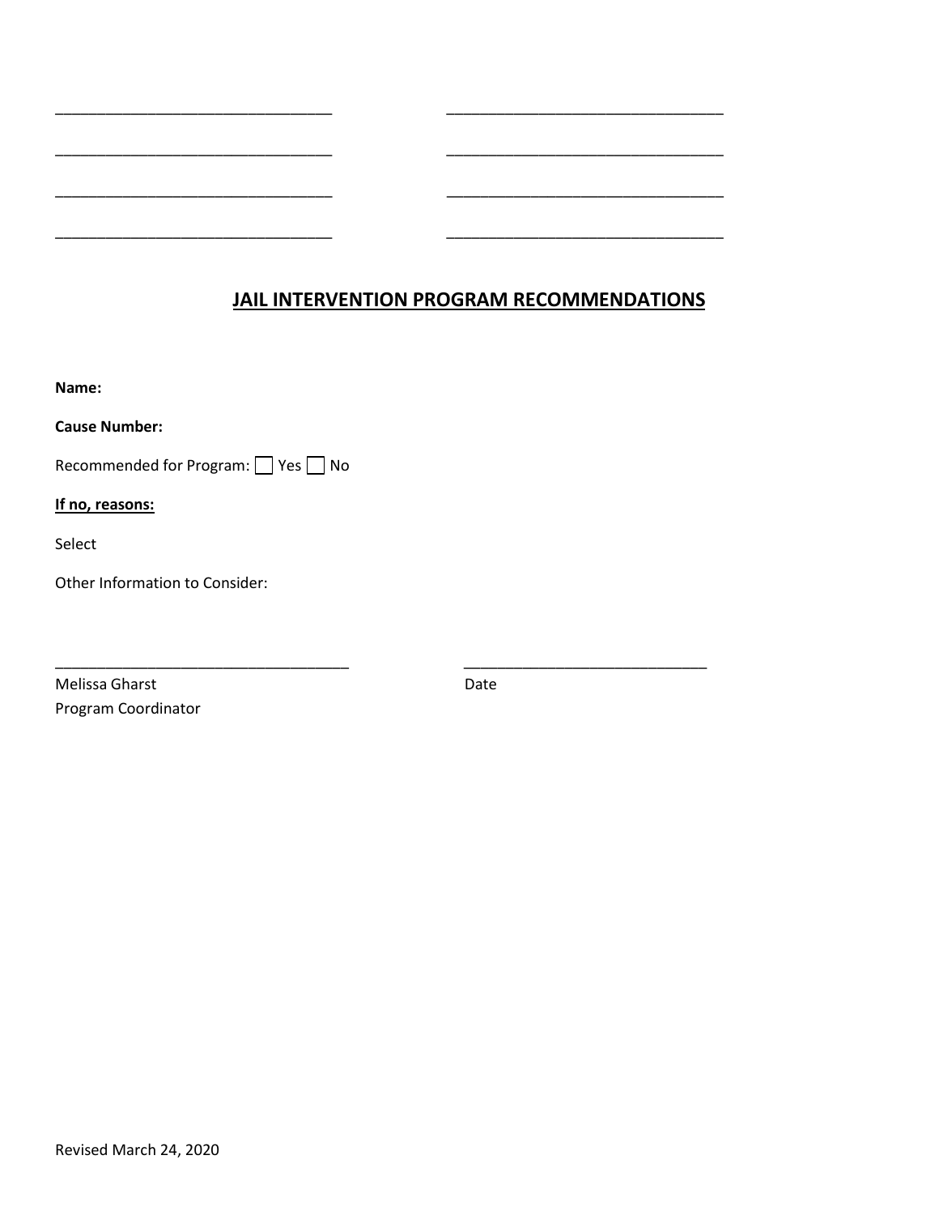________________________________ ________________________________

________________________________ ________________________________

________________________________ ________________________________

________________________________ ________________________________

## JAIL INTERVENTION PROGRAM RECOMMENDATIONS

**Name:**

**Cause Number:**

Recommended for Program: ☐ Yes ☐ No

**If no, reasons:**

Select

Other Information to Consider:

__________________________________ ____________________________

Melissa Gharst Date

Program Coordinator

Revised March 24, 2020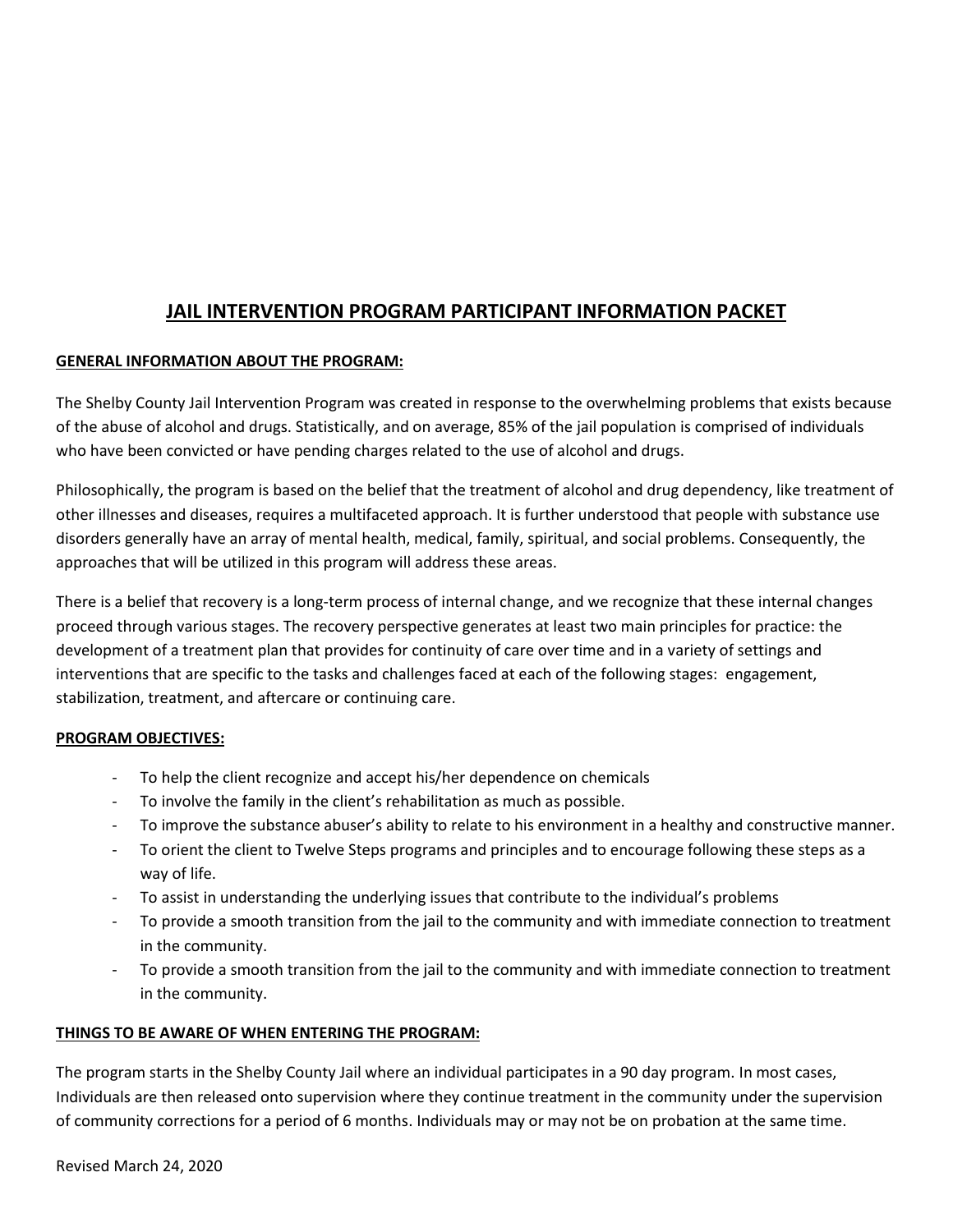# JAIL INTERVENTION PROGRAM PARTICIPANT INFORMATION PACKET

## GENERAL INFORMATION ABOUT THE PROGRAM:

The Shelby County Jail Intervention Program was created in response to the overwhelming problems that exists because of the abuse of alcohol and drugs. Statistically, and on average, 85% of the jail population is comprised of individuals who have been convicted or have pending charges related to the use of alcohol and drugs.

Philosophically, the program is based on the belief that the treatment of alcohol and drug dependency, like treatment of other illnesses and diseases, requires a multifaceted approach. It is further understood that people with substance use disorders generally have an array of mental health, medical, family, spiritual, and social problems. Consequently, the approaches that will be utilized in this program will address these areas.

There is a belief that recovery is a long-term process of internal change, and we recognize that these internal changes proceed through various stages. The recovery perspective generates at least two main principles for practice: the development of a treatment plan that provides for continuity of care over time and in a variety of settings and interventions that are specific to the tasks and challenges faced at each of the following stages: engagement, stabilization, treatment, and aftercare or continuing care.

## PROGRAM OBJECTIVES:

- To help the client recognize and accept his/her dependence on chemicals
- To involve the family in the client's rehabilitation as much as possible.
- To improve the substance abuser's ability to relate to his environment in a healthy and constructive manner.
- To orient the client to Twelve Steps programs and principles and to encourage following these steps as a way of life.
- To assist in understanding the underlying issues that contribute to the individual's problems
- To provide a smooth transition from the jail to the community and with immediate connection to treatment in the community.
- To provide a smooth transition from the jail to the community and with immediate connection to treatment in the community.

## THINGS TO BE AWARE OF WHEN ENTERING THE PROGRAM:

The program starts in the Shelby County Jail where an individual participates in a 90 day program. In most cases, Individuals are then released onto supervision where they continue treatment in the community under the supervision of community corrections for a period of 6 months. Individuals may or may not be on probation at the same time.

Revised March 24, 2020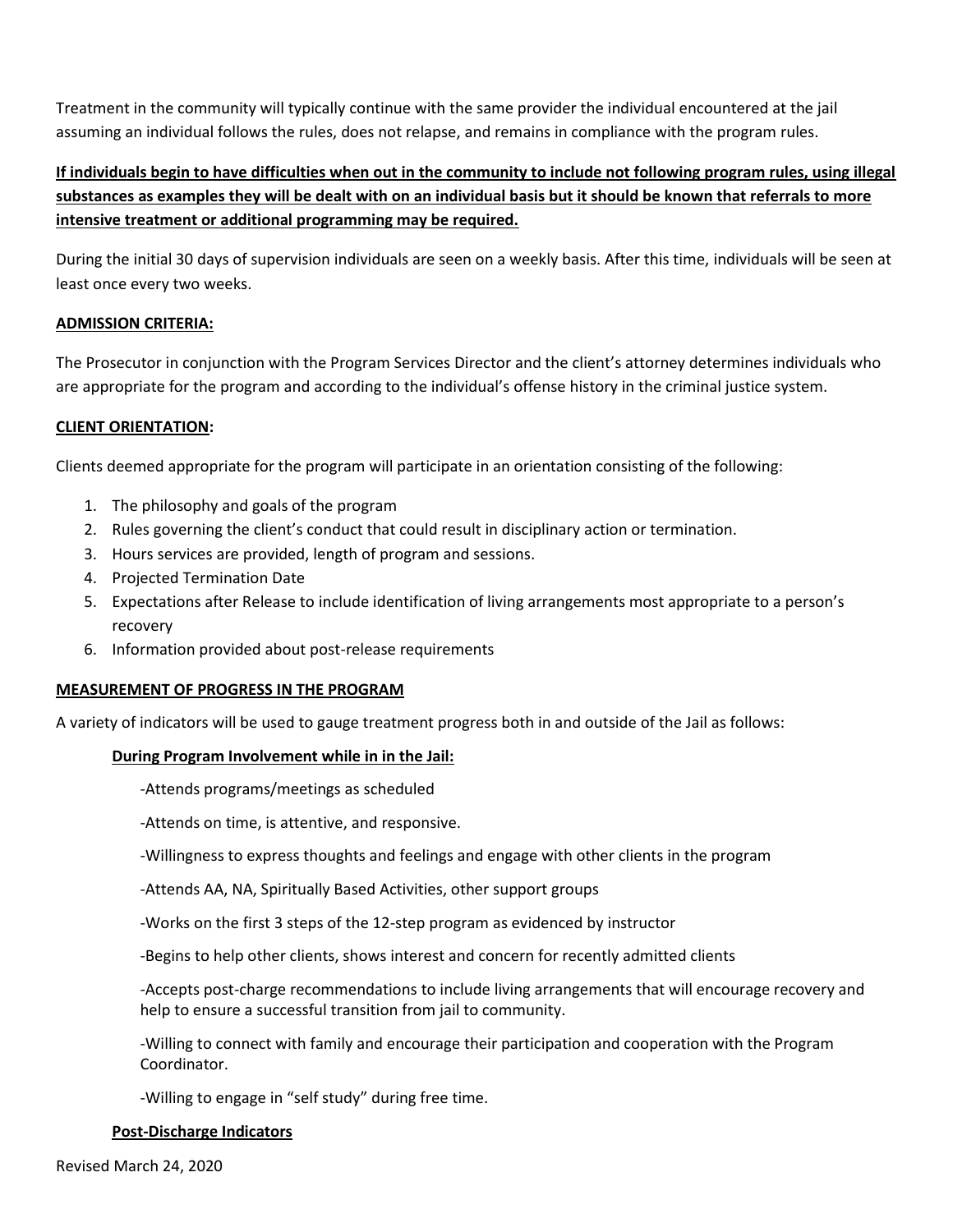Treatment in the community will typically continue with the same provider the individual encountered at the jail assuming an individual follows the rules, does not relapse, and remains in compliance with the program rules.

**If individuals begin to have difficulties when out in the community to include not following program rules, using illegal substances as examples they will be dealt with on an individual basis but it should be known that referrals to more intensive treatment or additional programming may be required.**

During the initial 30 days of supervision individuals are seen on a weekly basis. After this time, individuals will be seen at least once every two weeks.

**ADMISSION CRITERIA:**

The Prosecutor in conjunction with the Program Services Director and the client's attorney determines individuals who are appropriate for the program and according to the individual's offense history in the criminal justice system.

**CLIENT ORIENTATION:**

Clients deemed appropriate for the program will participate in an orientation consisting of the following:

1. The philosophy and goals of the program
2. Rules governing the client's conduct that could result in disciplinary action or termination.
3. Hours services are provided, length of program and sessions.
4. Projected Termination Date
5. Expectations after Release to include identification of living arrangements most appropriate to a person's recovery
6. Information provided about post-release requirements

**MEASUREMENT OF PROGRESS IN THE PROGRAM**

A variety of indicators will be used to gauge treatment progress both in and outside of the Jail as follows:

**During Program Involvement while in in the Jail:**

-Attends programs/meetings as scheduled

-Attends on time, is attentive, and responsive.

-Willingness to express thoughts and feelings and engage with other clients in the program

-Attends AA, NA, Spiritually Based Activities, other support groups

-Works on the first 3 steps of the 12-step program as evidenced by instructor

-Begins to help other clients, shows interest and concern for recently admitted clients

-Accepts post-charge recommendations to include living arrangements that will encourage recovery and help to ensure a successful transition from jail to community.

-Willing to connect with family and encourage their participation and cooperation with the Program Coordinator.

-Willing to engage in "self study" during free time.

**Post-Discharge Indicators**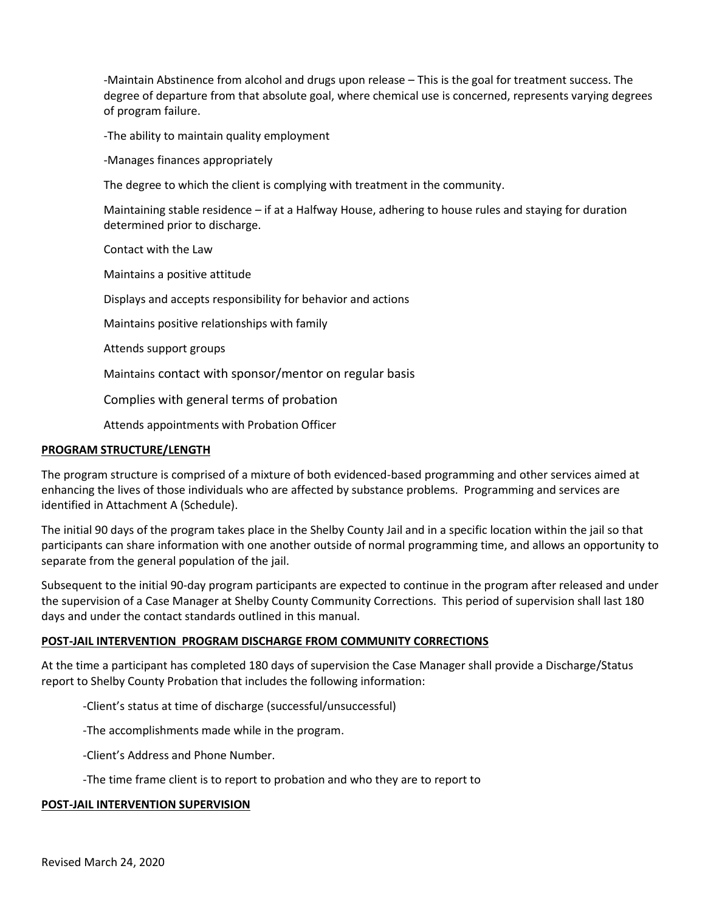-Maintain Abstinence from alcohol and drugs upon release – This is the goal for treatment success. The degree of departure from that absolute goal, where chemical use is concerned, represents varying degrees of program failure.

-The ability to maintain quality employment

-Manages finances appropriately

The degree to which the client is complying with treatment in the community.

Maintaining stable residence – if at a Halfway House, adhering to house rules and staying for duration determined prior to discharge.

Contact with the Law

Maintains a positive attitude

Displays and accepts responsibility for behavior and actions

Maintains positive relationships with family

Attends support groups

Maintains contact with sponsor/mentor on regular basis

Complies with general terms of probation

Attends appointments with Probation Officer

**PROGRAM STRUCTURE/LENGTH**

The program structure is comprised of a mixture of both evidenced-based programming and other services aimed at enhancing the lives of those individuals who are affected by substance problems. Programming and services are identified in Attachment A (Schedule).

The initial 90 days of the program takes place in the Shelby County Jail and in a specific location within the jail so that participants can share information with one another outside of normal programming time, and allows an opportunity to separate from the general population of the jail.

Subsequent to the initial 90-day program participants are expected to continue in the program after released and under the supervision of a Case Manager at Shelby County Community Corrections. This period of supervision shall last 180 days and under the contact standards outlined in this manual.

**POST-JAIL INTERVENTION PROGRAM DISCHARGE FROM COMMUNITY CORRECTIONS**

At the time a participant has completed 180 days of supervision the Case Manager shall provide a Discharge/Status report to Shelby County Probation that includes the following information:

-Client's status at time of discharge (successful/unsuccessful)

-The accomplishments made while in the program.

-Client's Address and Phone Number.

-The time frame client is to report to probation and who they are to report to

**POST-JAIL INTERVENTION SUPERVISION**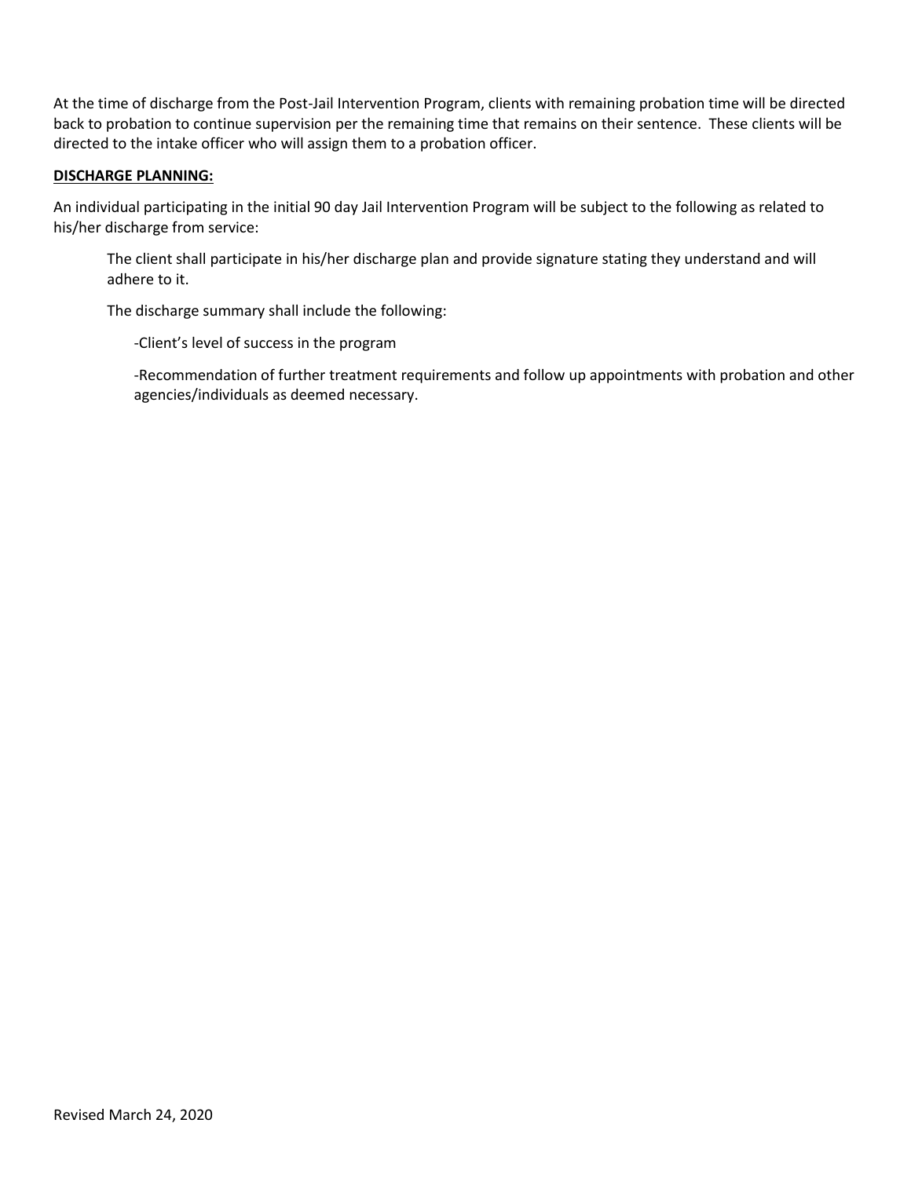At the time of discharge from the Post-Jail Intervention Program, clients with remaining probation time will be directed back to probation to continue supervision per the remaining time that remains on their sentence. These clients will be directed to the intake officer who will assign them to a probation officer.

**DISCHARGE PLANNING:**

An individual participating in the initial 90 day Jail Intervention Program will be subject to the following as related to his/her discharge from service:

The client shall participate in his/her discharge plan and provide signature stating they understand and will adhere to it.

The discharge summary shall include the following:

-Client's level of success in the program

-Recommendation of further treatment requirements and follow up appointments with probation and other agencies/individuals as deemed necessary.

Revised March 24, 2020